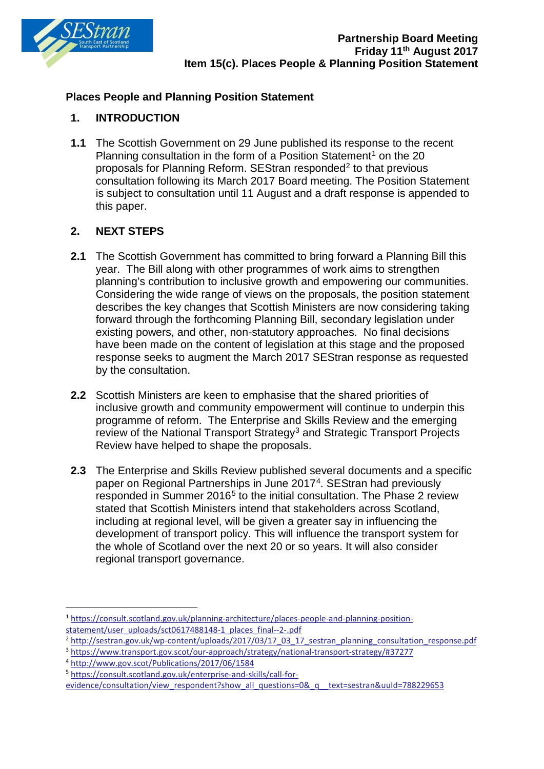**Partnership Board Meeting**
**Friday 11th August 2017**
**Item 15(c). Places People & Planning Position Statement**

## Places People and Planning Position Statement

### 1. INTRODUCTION

**1.1** The Scottish Government on 29 June published its response to the recent Planning consultation in the form of a Position Statement[1] on the 20 proposals for Planning Reform. SEStran responded[2] to that previous consultation following its March 2017 Board meeting. The Position Statement is subject to consultation until 11 August and a draft response is appended to this paper.

### 2. NEXT STEPS

**2.1** The Scottish Government has committed to bring forward a Planning Bill this year. The Bill along with other programmes of work aims to strengthen planning's contribution to inclusive growth and empowering our communities. Considering the wide range of views on the proposals, the position statement describes the key changes that Scottish Ministers are now considering taking forward through the forthcoming Planning Bill, secondary legislation under existing powers, and other, non-statutory approaches. No final decisions have been made on the content of legislation at this stage and the proposed response seeks to augment the March 2017 SEStran response as requested by the consultation.

**2.2** Scottish Ministers are keen to emphasise that the shared priorities of inclusive growth and community empowerment will continue to underpin this programme of reform. The Enterprise and Skills Review and the emerging review of the National Transport Strategy[3] and Strategic Transport Projects Review have helped to shape the proposals.

**2.3** The Enterprise and Skills Review published several documents and a specific paper on Regional Partnerships in June 2017[4]. SEStran had previously responded in Summer 2016[5] to the initial consultation. The Phase 2 review stated that Scottish Ministers intend that stakeholders across Scotland, including at regional level, will be given a greater say in influencing the development of transport policy. This will influence the transport system for the whole of Scotland over the next 20 or so years. It will also consider regional transport governance.

---

[1] https://consult.scotland.gov.uk/planning-architecture/places-people-and-planning-position-statement/user_uploads/sct0617488148-1_places_final--2-.pdf

[2] http://sestran.gov.uk/wp-content/uploads/2017/03/17_03_17_sestran_planning_consultation_response.pdf

[3] https://www.transport.gov.scot/our-approach/strategy/national-transport-strategy/#37277

[4] http://www.gov.scot/Publications/2017/06/1584

[5] https://consult.scotland.gov.uk/enterprise-and-skills/call-for-evidence/consultation/view_respondent?show_all_questions=0&_q__text=sestran&uuId=788229653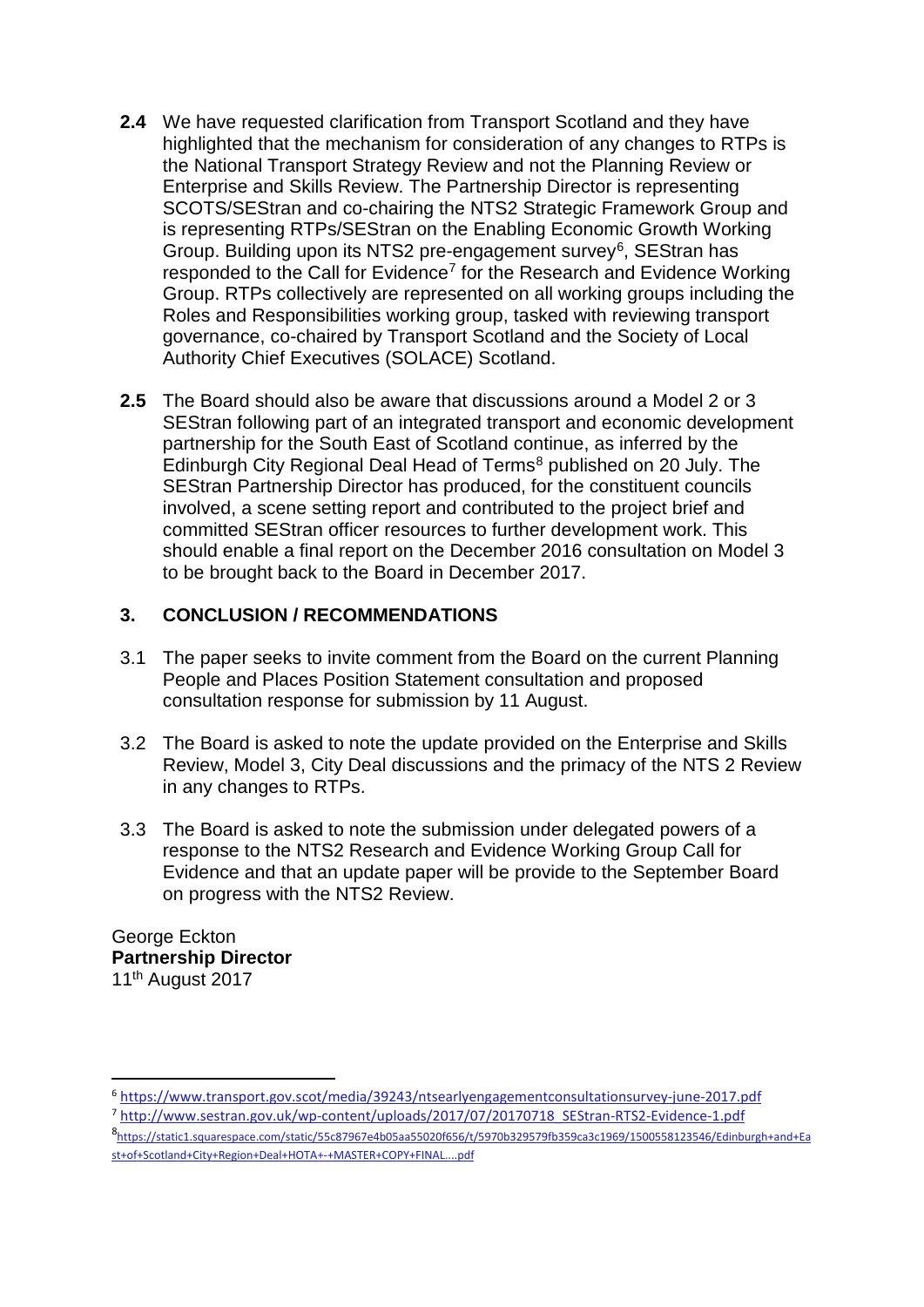**2.4** We have requested clarification from Transport Scotland and they have highlighted that the mechanism for consideration of any changes to RTPs is the National Transport Strategy Review and not the Planning Review or Enterprise and Skills Review. The Partnership Director is representing SCOTS/SEStran and co-chairing the NTS2 Strategic Framework Group and is representing RTPs/SEStran on the Enabling Economic Growth Working Group. Building upon its NTS2 pre-engagement survey[6], SEStran has responded to the Call for Evidence[7] for the Research and Evidence Working Group. RTPs collectively are represented on all working groups including the Roles and Responsibilities working group, tasked with reviewing transport governance, co-chaired by Transport Scotland and the Society of Local Authority Chief Executives (SOLACE) Scotland.

**2.5** The Board should also be aware that discussions around a Model 2 or 3 SEStran following part of an integrated transport and economic development partnership for the South East of Scotland continue, as inferred by the Edinburgh City Regional Deal Head of Terms[8] published on 20 July. The SEStran Partnership Director has produced, for the constituent councils involved, a scene setting report and contributed to the project brief and committed SEStran officer resources to further development work. This should enable a final report on the December 2016 consultation on Model 3 to be brought back to the Board in December 2017.

## 3. CONCLUSION / RECOMMENDATIONS

3.1 The paper seeks to invite comment from the Board on the current Planning People and Places Position Statement consultation and proposed consultation response for submission by 11 August.

3.2 The Board is asked to note the update provided on the Enterprise and Skills Review, Model 3, City Deal discussions and the primacy of the NTS 2 Review in any changes to RTPs.

3.3 The Board is asked to note the submission under delegated powers of a response to the NTS2 Research and Evidence Working Group Call for Evidence and that an update paper will be provide to the September Board on progress with the NTS2 Review.

George Eckton
**Partnership Director**
11th August 2017

---

[6] https://www.transport.gov.scot/media/39243/ntsearlyengagementconsultationsurvey-june-2017.pdf

[7] http://www.sestran.gov.uk/wp-content/uploads/2017/07/20170718_SEStran-RTS2-Evidence-1.pdf

[8] https://static1.squarespace.com/static/55c87967e4b05aa55020f656/t/5970b329579fb359ca3c1969/1500558123546/Edinburgh+and+East+of+Scotland+City+Region+Deal+HOTA+-+MASTER+COPY+FINAL....pdf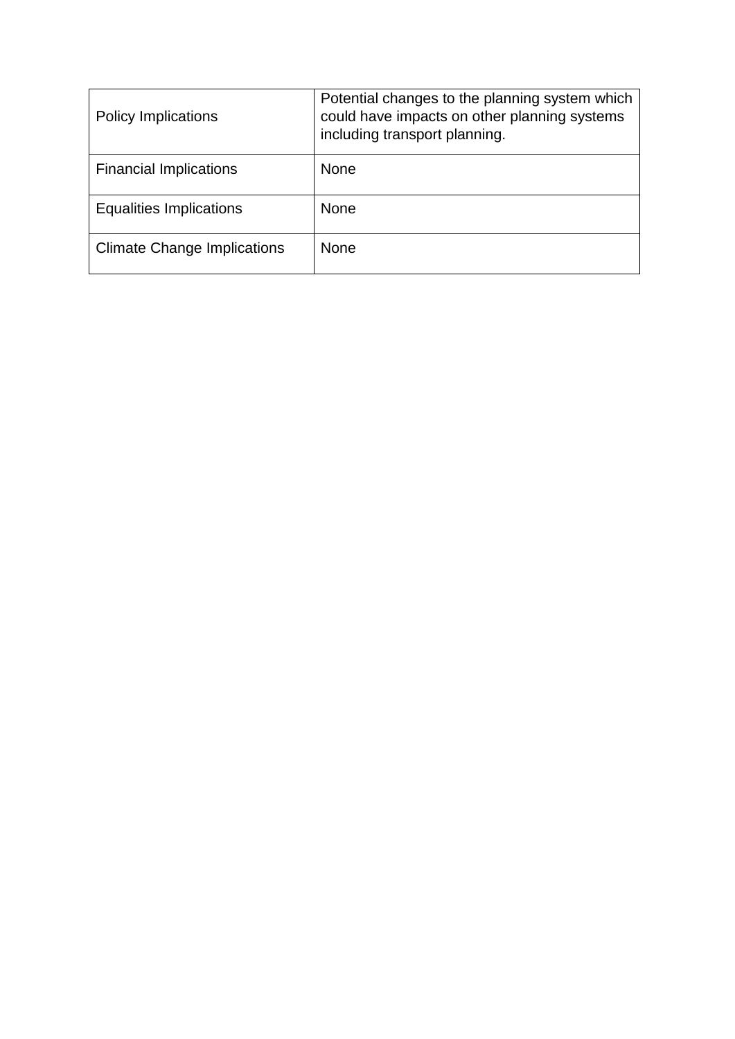| Policy Implications | Potential changes to the planning system which could have impacts on other planning systems including transport planning. |
|---|---|
| Financial Implications | None |
| Equalities Implications | None |
| Climate Change Implications | None |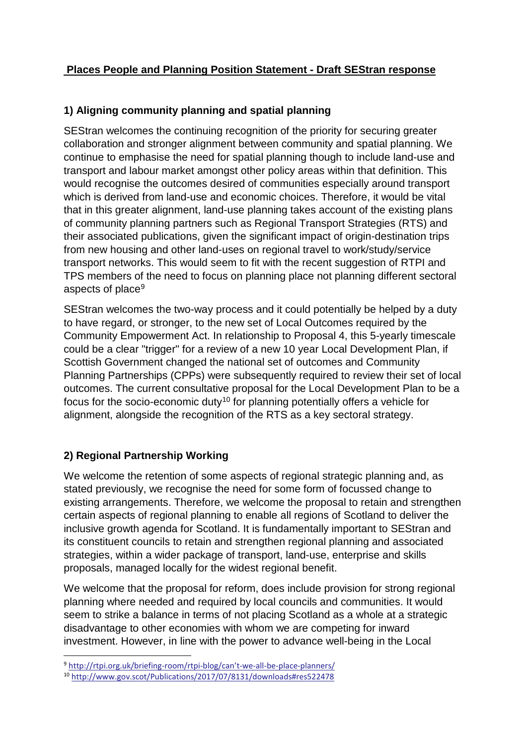**Places People and Planning Position Statement - Draft SEStran response**

## 1) Aligning community planning and spatial planning

SEStran welcomes the continuing recognition of the priority for securing greater collaboration and stronger alignment between community and spatial planning. We continue to emphasise the need for spatial planning though to include land-use and transport and labour market amongst other policy areas within that definition. This would recognise the outcomes desired of communities especially around transport which is derived from land-use and economic choices. Therefore, it would be vital that in this greater alignment, land-use planning takes account of the existing plans of community planning partners such as Regional Transport Strategies (RTS) and their associated publications, given the significant impact of origin-destination trips from new housing and other land-uses on regional travel to work/study/service transport networks. This would seem to fit with the recent suggestion of RTPI and TPS members of the need to focus on planning place not planning different sectoral aspects of place[9]

SEStran welcomes the two-way process and it could potentially be helped by a duty to have regard, or stronger, to the new set of Local Outcomes required by the Community Empowerment Act. In relationship to Proposal 4, this 5-yearly timescale could be a clear "trigger" for a review of a new 10 year Local Development Plan, if Scottish Government changed the national set of outcomes and Community Planning Partnerships (CPPs) were subsequently required to review their set of local outcomes. The current consultative proposal for the Local Development Plan to be a focus for the socio-economic duty[10] for planning potentially offers a vehicle for alignment, alongside the recognition of the RTS as a key sectoral strategy.

## 2) Regional Partnership Working

We welcome the retention of some aspects of regional strategic planning and, as stated previously, we recognise the need for some form of focussed change to existing arrangements. Therefore, we welcome the proposal to retain and strengthen certain aspects of regional planning to enable all regions of Scotland to deliver the inclusive growth agenda for Scotland. It is fundamentally important to SEStran and its constituent councils to retain and strengthen regional planning and associated strategies, within a wider package of transport, land-use, enterprise and skills proposals, managed locally for the widest regional benefit.

We welcome that the proposal for reform, does include provision for strong regional planning where needed and required by local councils and communities. It would seem to strike a balance in terms of not placing Scotland as a whole at a strategic disadvantage to other economies with whom we are competing for inward investment. However, in line with the power to advance well-being in the Local

---

[9] http://rtpi.org.uk/briefing-room/rtpi-blog/can't-we-all-be-place-planners/

[10] http://www.gov.scot/Publications/2017/07/8131/downloads#res522478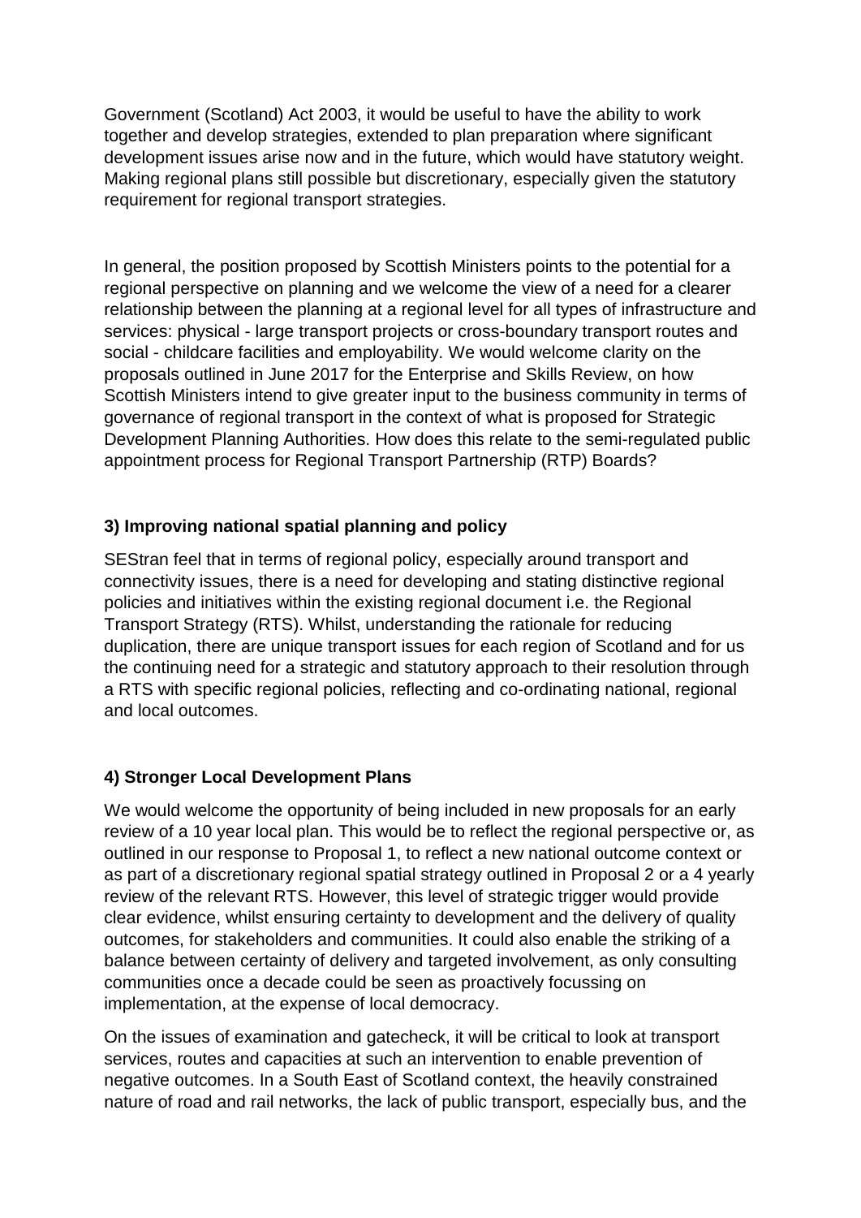Government (Scotland) Act 2003, it would be useful to have the ability to work together and develop strategies, extended to plan preparation where significant development issues arise now and in the future, which would have statutory weight. Making regional plans still possible but discretionary, especially given the statutory requirement for regional transport strategies.

In general, the position proposed by Scottish Ministers points to the potential for a regional perspective on planning and we welcome the view of a need for a clearer relationship between the planning at a regional level for all types of infrastructure and services: physical - large transport projects or cross-boundary transport routes and social - childcare facilities and employability. We would welcome clarity on the proposals outlined in June 2017 for the Enterprise and Skills Review, on how Scottish Ministers intend to give greater input to the business community in terms of governance of regional transport in the context of what is proposed for Strategic Development Planning Authorities. How does this relate to the semi-regulated public appointment process for Regional Transport Partnership (RTP) Boards?

**3) Improving national spatial planning and policy**

SEStran feel that in terms of regional policy, especially around transport and connectivity issues, there is a need for developing and stating distinctive regional policies and initiatives within the existing regional document i.e. the Regional Transport Strategy (RTS). Whilst, understanding the rationale for reducing duplication, there are unique transport issues for each region of Scotland and for us the continuing need for a strategic and statutory approach to their resolution through a RTS with specific regional policies, reflecting and co-ordinating national, regional and local outcomes.

**4) Stronger Local Development Plans**

We would welcome the opportunity of being included in new proposals for an early review of a 10 year local plan. This would be to reflect the regional perspective or, as outlined in our response to Proposal 1, to reflect a new national outcome context or as part of a discretionary regional spatial strategy outlined in Proposal 2 or a 4 yearly review of the relevant RTS. However, this level of strategic trigger would provide clear evidence, whilst ensuring certainty to development and the delivery of quality outcomes, for stakeholders and communities. It could also enable the striking of a balance between certainty of delivery and targeted involvement, as only consulting communities once a decade could be seen as proactively focussing on implementation, at the expense of local democracy.

On the issues of examination and gatecheck, it will be critical to look at transport services, routes and capacities at such an intervention to enable prevention of negative outcomes. In a South East of Scotland context, the heavily constrained nature of road and rail networks, the lack of public transport, especially bus, and the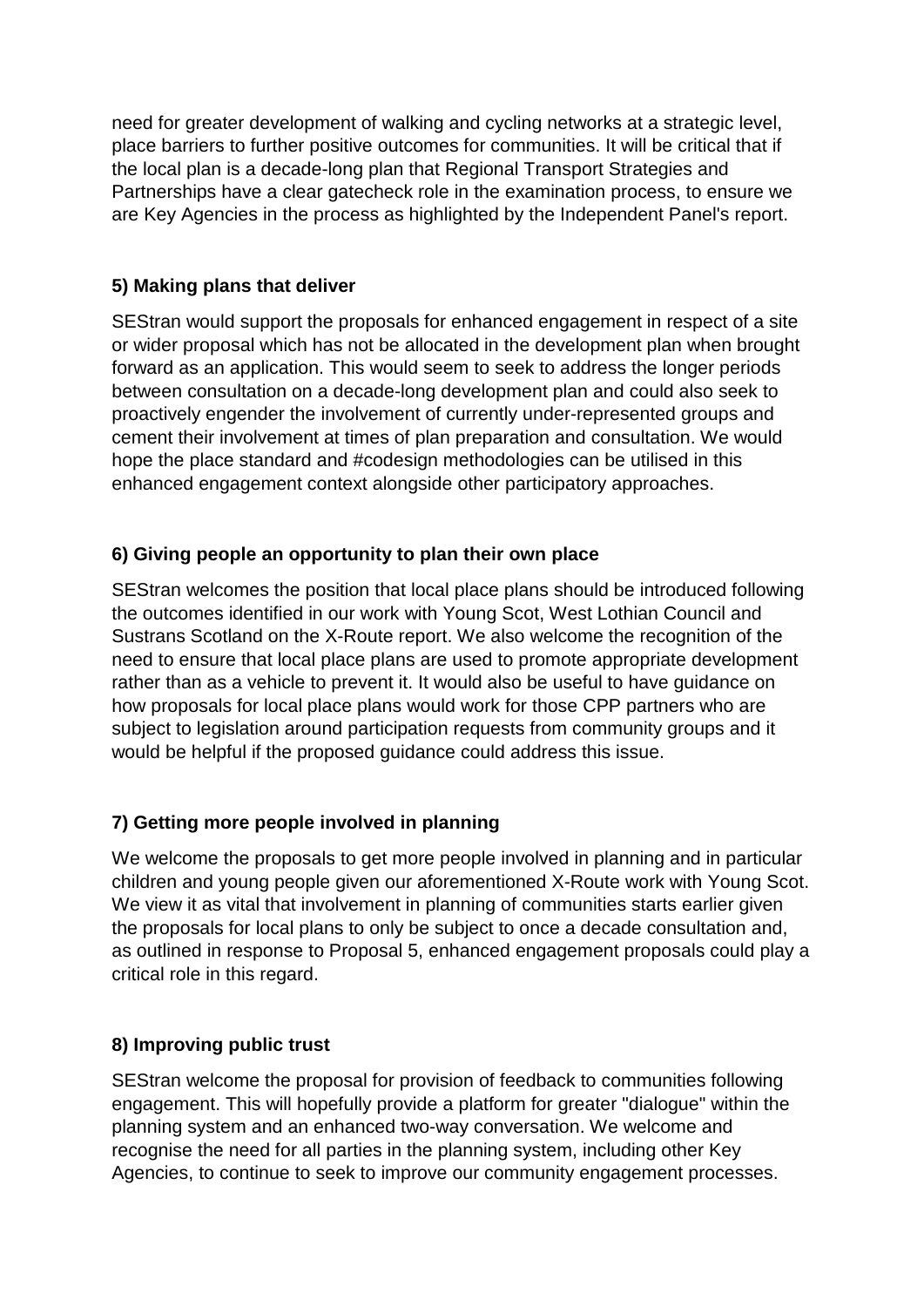need for greater development of walking and cycling networks at a strategic level, place barriers to further positive outcomes for communities. It will be critical that if the local plan is a decade-long plan that Regional Transport Strategies and Partnerships have a clear gatecheck role in the examination process, to ensure we are Key Agencies in the process as highlighted by the Independent Panel's report.

**5) Making plans that deliver**

SEStran would support the proposals for enhanced engagement in respect of a site or wider proposal which has not be allocated in the development plan when brought forward as an application. This would seem to seek to address the longer periods between consultation on a decade-long development plan and could also seek to proactively engender the involvement of currently under-represented groups and cement their involvement at times of plan preparation and consultation. We would hope the place standard and #codesign methodologies can be utilised in this enhanced engagement context alongside other participatory approaches.

**6) Giving people an opportunity to plan their own place**

SEStran welcomes the position that local place plans should be introduced following the outcomes identified in our work with Young Scot, West Lothian Council and Sustrans Scotland on the X-Route report. We also welcome the recognition of the need to ensure that local place plans are used to promote appropriate development rather than as a vehicle to prevent it. It would also be useful to have guidance on how proposals for local place plans would work for those CPP partners who are subject to legislation around participation requests from community groups and it would be helpful if the proposed guidance could address this issue.

**7) Getting more people involved in planning**

We welcome the proposals to get more people involved in planning and in particular children and young people given our aforementioned X-Route work with Young Scot. We view it as vital that involvement in planning of communities starts earlier given the proposals for local plans to only be subject to once a decade consultation and, as outlined in response to Proposal 5, enhanced engagement proposals could play a critical role in this regard.

**8) Improving public trust**

SEStran welcome the proposal for provision of feedback to communities following engagement. This will hopefully provide a platform for greater "dialogue" within the planning system and an enhanced two-way conversation. We welcome and recognise the need for all parties in the planning system, including other Key Agencies, to continue to seek to improve our community engagement processes.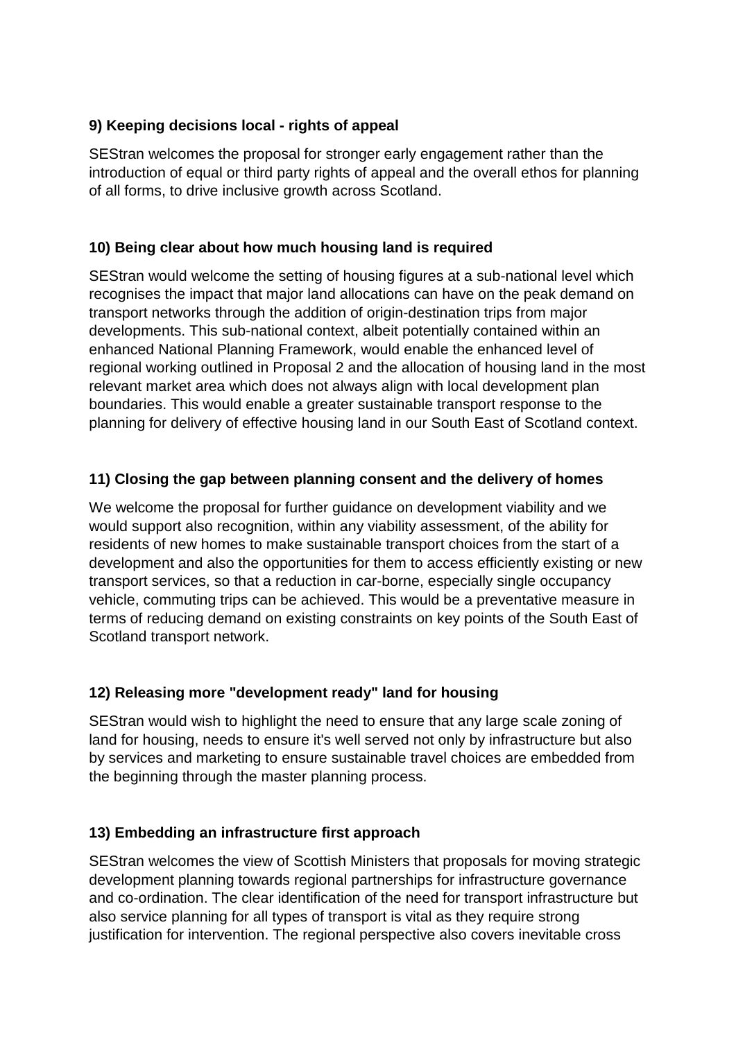**9) Keeping decisions local - rights of appeal**

SEStran welcomes the proposal for stronger early engagement rather than the introduction of equal or third party rights of appeal and the overall ethos for planning of all forms, to drive inclusive growth across Scotland.

**10) Being clear about how much housing land is required**

SEStran would welcome the setting of housing figures at a sub-national level which recognises the impact that major land allocations can have on the peak demand on transport networks through the addition of origin-destination trips from major developments. This sub-national context, albeit potentially contained within an enhanced National Planning Framework, would enable the enhanced level of regional working outlined in Proposal 2 and the allocation of housing land in the most relevant market area which does not always align with local development plan boundaries. This would enable a greater sustainable transport response to the planning for delivery of effective housing land in our South East of Scotland context.

**11) Closing the gap between planning consent and the delivery of homes**

We welcome the proposal for further guidance on development viability and we would support also recognition, within any viability assessment, of the ability for residents of new homes to make sustainable transport choices from the start of a development and also the opportunities for them to access efficiently existing or new transport services, so that a reduction in car-borne, especially single occupancy vehicle, commuting trips can be achieved. This would be a preventative measure in terms of reducing demand on existing constraints on key points of the South East of Scotland transport network.

**12) Releasing more "development ready" land for housing**

SEStran would wish to highlight the need to ensure that any large scale zoning of land for housing, needs to ensure it's well served not only by infrastructure but also by services and marketing to ensure sustainable travel choices are embedded from the beginning through the master planning process.

**13) Embedding an infrastructure first approach**

SEStran welcomes the view of Scottish Ministers that proposals for moving strategic development planning towards regional partnerships for infrastructure governance and co-ordination. The clear identification of the need for transport infrastructure but also service planning for all types of transport is vital as they require strong justification for intervention. The regional perspective also covers inevitable cross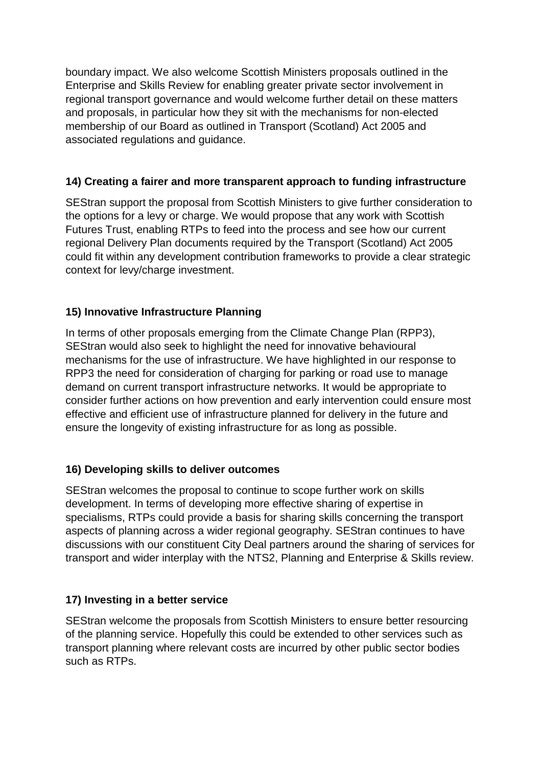boundary impact. We also welcome Scottish Ministers proposals outlined in the Enterprise and Skills Review for enabling greater private sector involvement in regional transport governance and would welcome further detail on these matters and proposals, in particular how they sit with the mechanisms for non-elected membership of our Board as outlined in Transport (Scotland) Act 2005 and associated regulations and guidance.

**14) Creating a fairer and more transparent approach to funding infrastructure**

SEStran support the proposal from Scottish Ministers to give further consideration to the options for a levy or charge. We would propose that any work with Scottish Futures Trust, enabling RTPs to feed into the process and see how our current regional Delivery Plan documents required by the Transport (Scotland) Act 2005 could fit within any development contribution frameworks to provide a clear strategic context for levy/charge investment.

**15) Innovative Infrastructure Planning**

In terms of other proposals emerging from the Climate Change Plan (RPP3), SEStran would also seek to highlight the need for innovative behavioural mechanisms for the use of infrastructure. We have highlighted in our response to RPP3 the need for consideration of charging for parking or road use to manage demand on current transport infrastructure networks. It would be appropriate to consider further actions on how prevention and early intervention could ensure most effective and efficient use of infrastructure planned for delivery in the future and ensure the longevity of existing infrastructure for as long as possible.

**16) Developing skills to deliver outcomes**

SEStran welcomes the proposal to continue to scope further work on skills development. In terms of developing more effective sharing of expertise in specialisms, RTPs could provide a basis for sharing skills concerning the transport aspects of planning across a wider regional geography. SEStran continues to have discussions with our constituent City Deal partners around the sharing of services for transport and wider interplay with the NTS2, Planning and Enterprise & Skills review.

**17) Investing in a better service**

SEStran welcome the proposals from Scottish Ministers to ensure better resourcing of the planning service. Hopefully this could be extended to other services such as transport planning where relevant costs are incurred by other public sector bodies such as RTPs.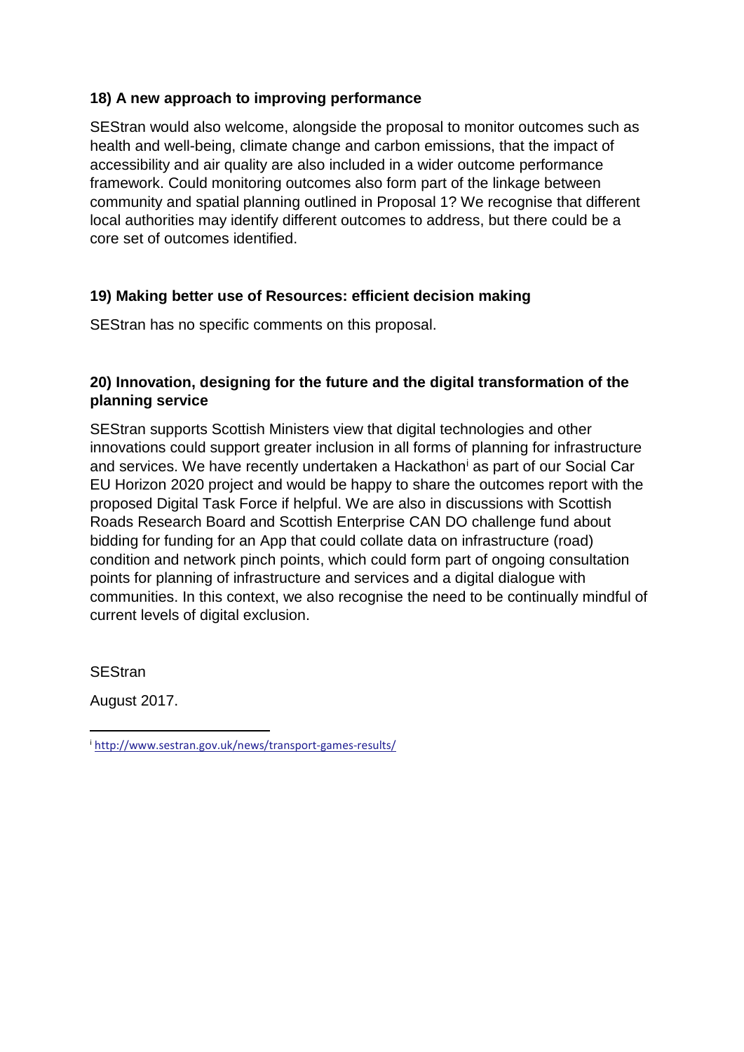### 18) A new approach to improving performance

SEStran would also welcome, alongside the proposal to monitor outcomes such as health and well-being, climate change and carbon emissions, that the impact of accessibility and air quality are also included in a wider outcome performance framework. Could monitoring outcomes also form part of the linkage between community and spatial planning outlined in Proposal 1? We recognise that different local authorities may identify different outcomes to address, but there could be a core set of outcomes identified.

### 19) Making better use of Resources: efficient decision making

SEStran has no specific comments on this proposal.

### 20) Innovation, designing for the future and the digital transformation of the planning service

SEStran supports Scottish Ministers view that digital technologies and other innovations could support greater inclusion in all forms of planning for infrastructure and services. We have recently undertaken a Hackathon[i] as part of our Social Car EU Horizon 2020 project and would be happy to share the outcomes report with the proposed Digital Task Force if helpful. We are also in discussions with Scottish Roads Research Board and Scottish Enterprise CAN DO challenge fund about bidding for funding for an App that could collate data on infrastructure (road) condition and network pinch points, which could form part of ongoing consultation points for planning of infrastructure and services and a digital dialogue with communities. In this context, we also recognise the need to be continually mindful of current levels of digital exclusion.

SEStran

August 2017.

---

[i] http://www.sestran.gov.uk/news/transport-games-results/